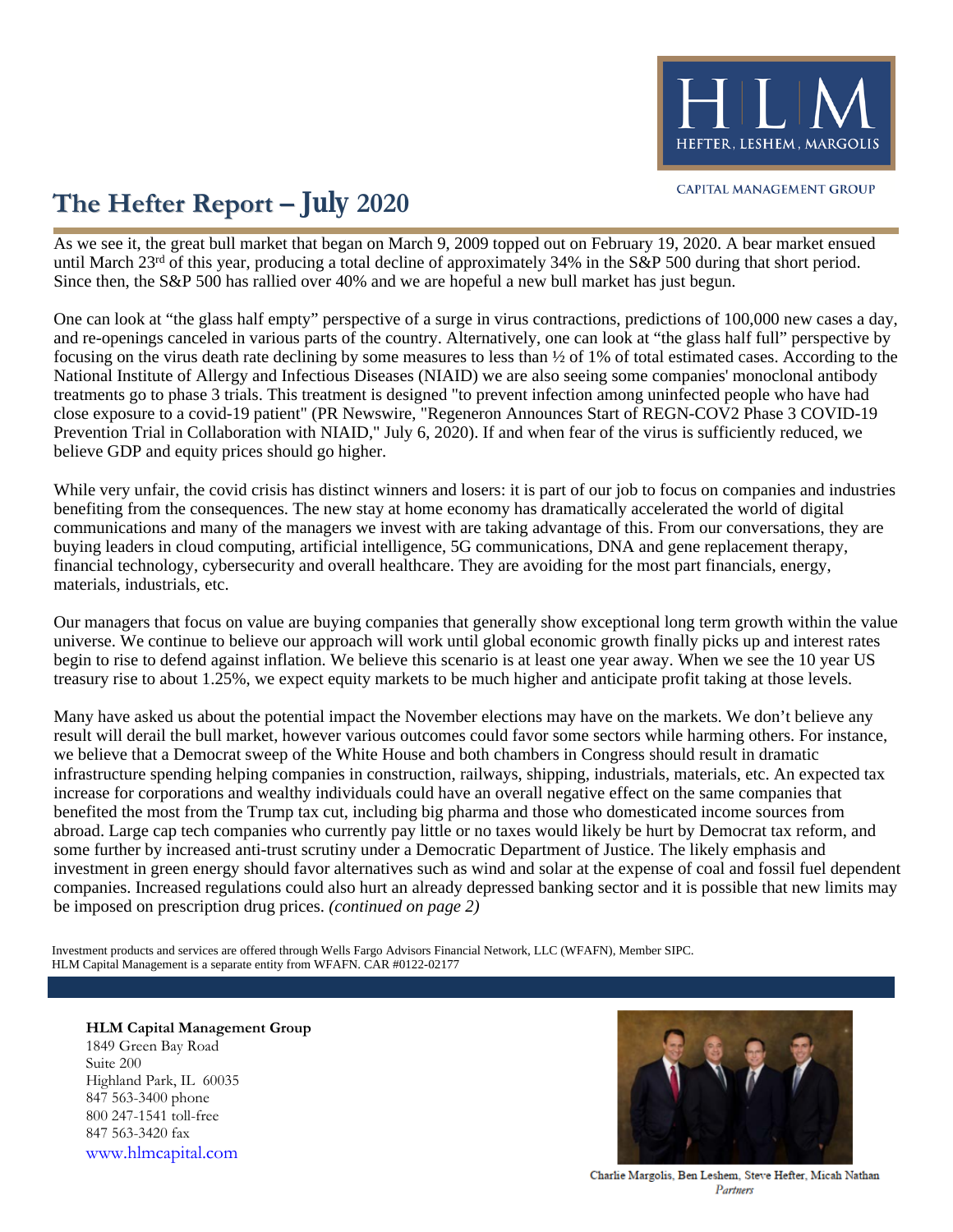HEFTER, LESHEM, MARGOLIS

CAPITAL MANAGEMENT GROUP

# The Hefter Report – July 2020

As we see it, the great bull market that began on March 9, 2009 topped out on February 19, 2020. A bear market ensued until March 23rd of this year, producing a total decline of approximately 34% in the S&P 500 during that short period. Since then, the S&P 500 has rallied over 40% and we are hopeful a new bull market has just begun.

One can look at "the glass half empty" perspective of a surge in virus contractions, predictions of 100,000 new cases a day, and re-openings canceled in various parts of the country. Alternatively, one can look at "the glass half full" perspective by focusing on the virus death rate declining by some measures to less than ½ of 1% of total estimated cases. According to the National Institute of Allergy and Infectious Diseases (NIAID) we are also seeing some companies' monoclonal antibody treatments go to phase 3 trials. This treatment is designed "to prevent infection among uninfected people who have had close exposure to a covid-19 patient" (PR Newswire, "Regeneron Announces Start of REGN-COV2 Phase 3 COVID-19 Prevention Trial in Collaboration with NIAID," July 6, 2020). If and when fear of the virus is sufficiently reduced, we believe GDP and equity prices should go higher.

While very unfair, the covid crisis has distinct winners and losers: it is part of our job to focus on companies and industries benefiting from the consequences. The new stay at home economy has dramatically accelerated the world of digital communications and many of the managers we invest with are taking advantage of this. From our conversations, they are buying leaders in cloud computing, artificial intelligence, 5G communications, DNA and gene replacement therapy, financial technology, cybersecurity and overall healthcare. They are avoiding for the most part financials, energy, materials, industrials, etc.

Our managers that focus on value are buying companies that generally show exceptional long term growth within the value universe. We continue to believe our approach will work until global economic growth finally picks up and interest rates begin to rise to defend against inflation. We believe this scenario is at least one year away. When we see the 10 year US treasury rise to about 1.25%, we expect equity markets to be much higher and anticipate profit taking at those levels.

Many have asked us about the potential impact the November elections may have on the markets. We don't believe any result will derail the bull market, however various outcomes could favor some sectors while harming others. For instance, we believe that a Democrat sweep of the White House and both chambers in Congress should result in dramatic infrastructure spending helping companies in construction, railways, shipping, industrials, materials, etc. An expected tax increase for corporations and wealthy individuals could have an overall negative effect on the same companies that benefited the most from the Trump tax cut, including big pharma and those who domesticated income sources from abroad. Large cap tech companies who currently pay little or no taxes would likely be hurt by Democrat tax reform, and some further by increased anti-trust scrutiny under a Democratic Department of Justice. The likely emphasis and investment in green energy should favor alternatives such as wind and solar at the expense of coal and fossil fuel dependent companies. Increased regulations could also hurt an already depressed banking sector and it is possible that new limits may be imposed on prescription drug prices. *(continued on page 2)*

Investment products and services are offered through Wells Fargo Advisors Financial Network, LLC (WFAFN), Member SIPC.
HLM Capital Management is a separate entity from WFAFN. CAR #0122-02177

**HLM Capital Management Group**
1849 Green Bay Road
Suite 200
Highland Park, IL 60035
847 563-3400 phone
800 247-1541 toll-free
847 563-3420 fax
www.hlmcapital.com

Charlie Margolis, Ben Leshem, Steve Hefter, Micah Nathan
*Partners*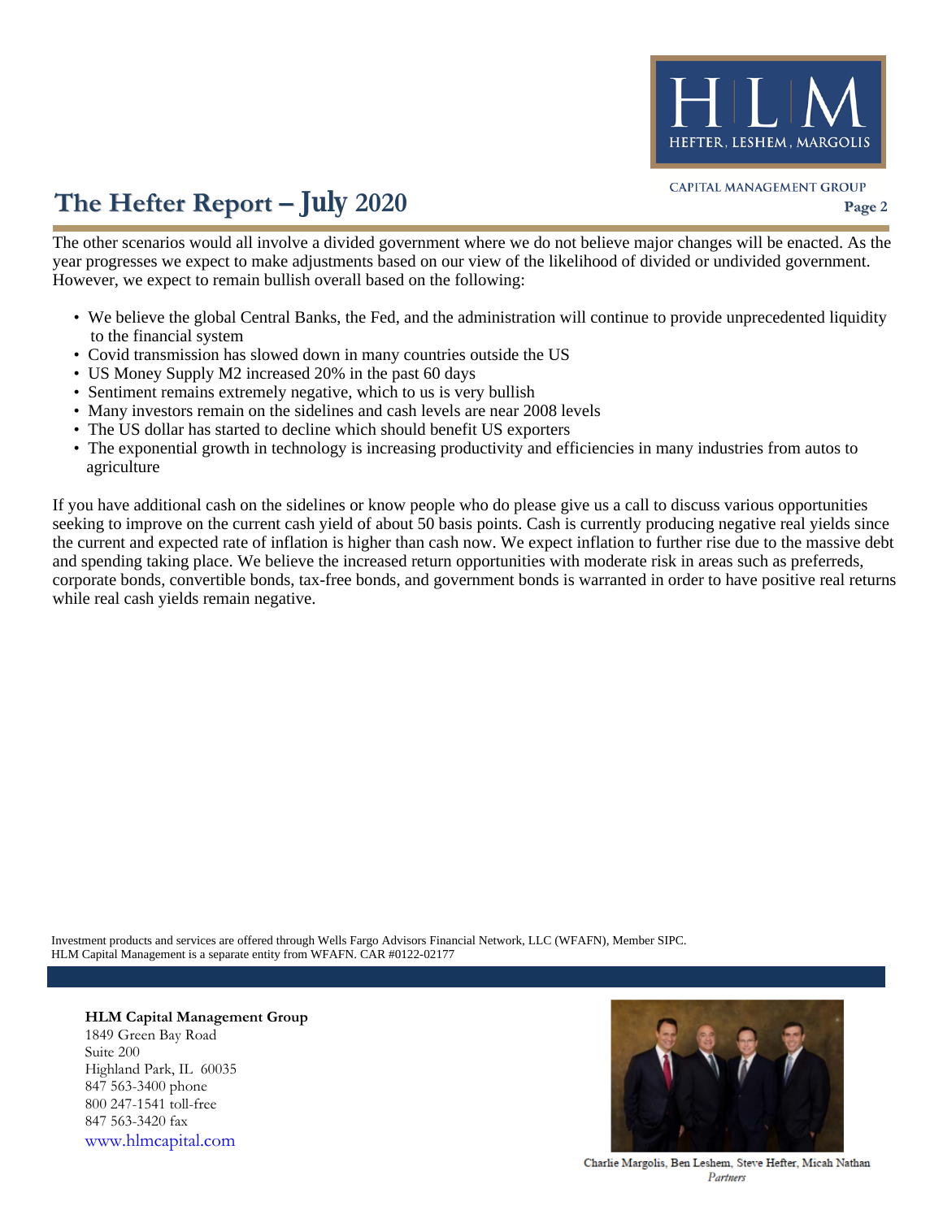The other scenarios would all involve a divided government where we do not believe major changes will be enacted. As the year progresses we expect to make adjustments based on our view of the likelihood of divided or undivided government. However, we expect to remain bullish overall based on the following:

- We believe the global Central Banks, the Fed, and the administration will continue to provide unprecedented liquidity to the financial system
- Covid transmission has slowed down in many countries outside the US
- US Money Supply M2 increased 20% in the past 60 days
- Sentiment remains extremely negative, which to us is very bullish
- Many investors remain on the sidelines and cash levels are near 2008 levels
- The US dollar has started to decline which should benefit US exporters
- The exponential growth in technology is increasing productivity and efficiencies in many industries from autos to agriculture

If you have additional cash on the sidelines or know people who do please give us a call to discuss various opportunities seeking to improve on the current cash yield of about 50 basis points. Cash is currently producing negative real yields since the current and expected rate of inflation is higher than cash now. We expect inflation to further rise due to the massive debt and spending taking place. We believe the increased return opportunities with moderate risk in areas such as preferreds, corporate bonds, convertible bonds, tax-free bonds, and government bonds is warranted in order to have positive real returns while real cash yields remain negative.

Investment products and services are offered through Wells Fargo Advisors Financial Network, LLC (WFAFN), Member SIPC.
HLM Capital Management is a separate entity from WFAFN. CAR #0122-02177

**HLM Capital Management Group**
1849 Green Bay Road
Suite 200
Highland Park, IL 60035
847 563-3400 phone
800 247-1541 toll-free
847 563-3420 fax
www.hlmcapital.com

Charlie Margolis, Ben Leshem, Steve Hefter, Micah Nathan
*Partners*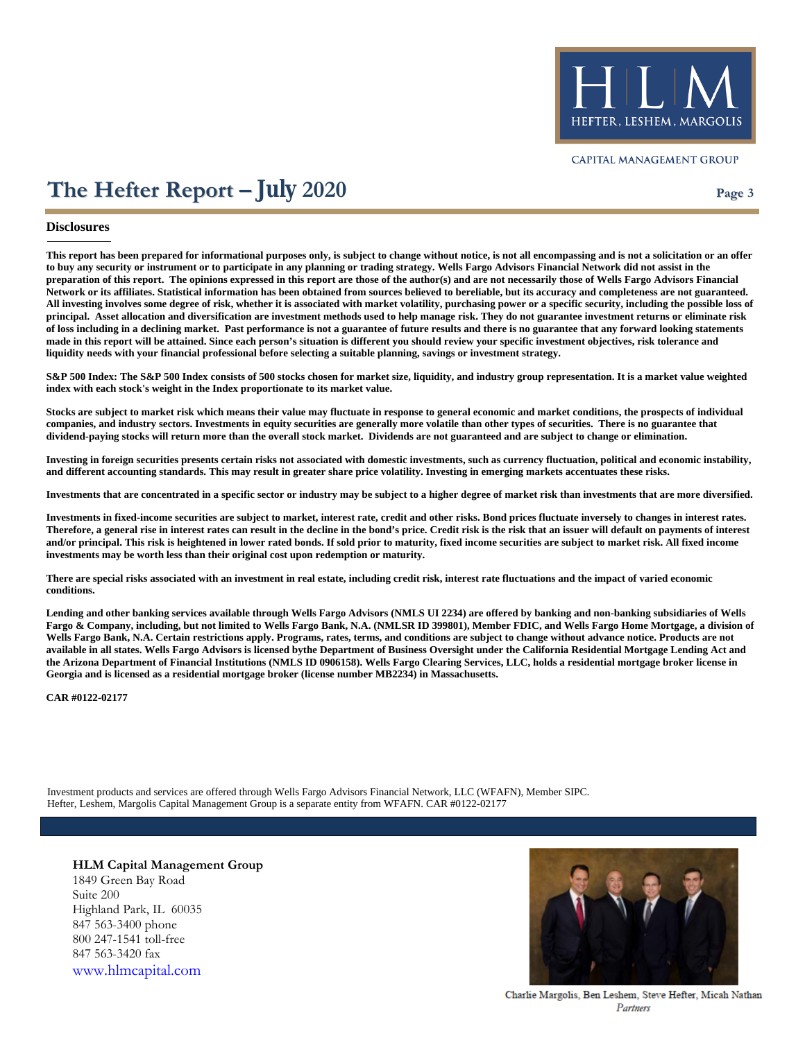## Disclosures

**This report has been prepared for informational purposes only, is subject to change without notice, is not all encompassing and is not a solicitation or an offer to buy any security or instrument or to participate in any planning or trading strategy. Wells Fargo Advisors Financial Network did not assist in the preparation of this report. The opinions expressed in this report are those of the author(s) and are not necessarily those of Wells Fargo Advisors Financial Network or its affiliates. Statistical information has been obtained from sources believed to bereliable, but its accuracy and completeness are not guaranteed. All investing involves some degree of risk, whether it is associated with market volatility, purchasing power or a specific security, including the possible loss of principal. Asset allocation and diversification are investment methods used to help manage risk. They do not guarantee investment returns or eliminate risk of loss including in a declining market. Past performance is not a guarantee of future results and there is no guarantee that any forward looking statements made in this report will be attained. Since each person's situation is different you should review your specific investment objectives, risk tolerance and liquidity needs with your financial professional before selecting a suitable planning, savings or investment strategy.**

**S&P 500 Index: The S&P 500 Index consists of 500 stocks chosen for market size, liquidity, and industry group representation. It is a market value weighted index with each stock's weight in the Index proportionate to its market value.**

**Stocks are subject to market risk which means their value may fluctuate in response to general economic and market conditions, the prospects of individual companies, and industry sectors. Investments in equity securities are generally more volatile than other types of securities. There is no guarantee that dividend-paying stocks will return more than the overall stock market. Dividends are not guaranteed and are subject to change or elimination.**

**Investing in foreign securities presents certain risks not associated with domestic investments, such as currency fluctuation, political and economic instability, and different accounting standards. This may result in greater share price volatility. Investing in emerging markets accentuates these risks.**

**Investments that are concentrated in a specific sector or industry may be subject to a higher degree of market risk than investments that are more diversified.**

**Investments in fixed-income securities are subject to market, interest rate, credit and other risks. Bond prices fluctuate inversely to changes in interest rates. Therefore, a general rise in interest rates can result in the decline in the bond's price. Credit risk is the risk that an issuer will default on payments of interest and/or principal. This risk is heightened in lower rated bonds. If sold prior to maturity, fixed income securities are subject to market risk. All fixed income investments may be worth less than their original cost upon redemption or maturity.**

**There are special risks associated with an investment in real estate, including credit risk, interest rate fluctuations and the impact of varied economic conditions.**

**Lending and other banking services available through Wells Fargo Advisors (NMLS UI 2234) are offered by banking and non-banking subsidiaries of Wells Fargo & Company, including, but not limited to Wells Fargo Bank, N.A. (NMLSR ID 399801), Member FDIC, and Wells Fargo Home Mortgage, a division of Wells Fargo Bank, N.A. Certain restrictions apply. Programs, rates, terms, and conditions are subject to change without advance notice. Products are not available in all states. Wells Fargo Advisors is licensed bythe Department of Business Oversight under the California Residential Mortgage Lending Act and the Arizona Department of Financial Institutions (NMLS ID 0906158). Wells Fargo Clearing Services, LLC, holds a residential mortgage broker license in Georgia and is licensed as a residential mortgage broker (license number MB2234) in Massachusetts.**

**CAR #0122-02177**

Investment products and services are offered through Wells Fargo Advisors Financial Network, LLC (WFAFN), Member SIPC.
Hefter, Leshem, Margolis Capital Management Group is a separate entity from WFAFN. CAR #0122-02177

**HLM Capital Management Group**
1849 Green Bay Road
Suite 200
Highland Park, IL 60035
847 563-3400 phone
800 247-1541 toll-free
847 563-3420 fax
www.hlmcapital.com

Charlie Margolis, Ben Leshem, Steve Hefter, Micah Nathan
*Partners*